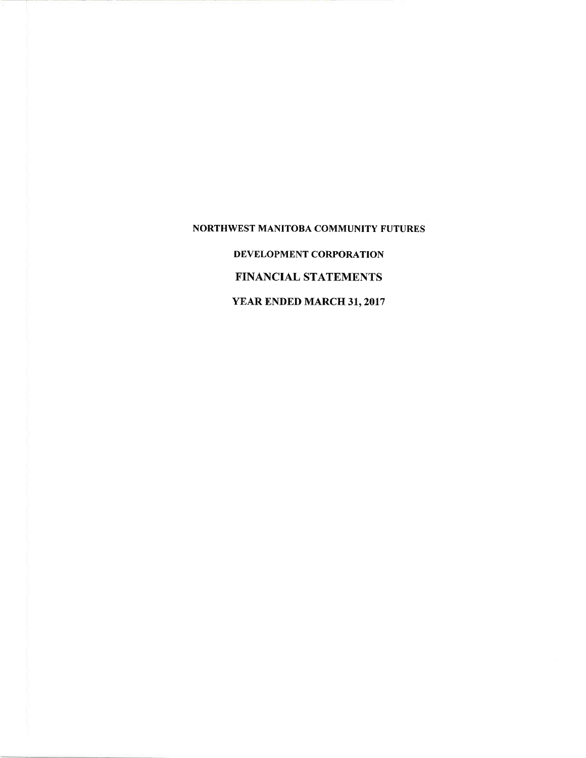# NORTHWEST MANITOBA COMMUNITY FUTURES

## DEVELOPMENT CORPORATION

## FINANCIAL STATEMENTS

## YEAR ENDED MARCH 31, 2017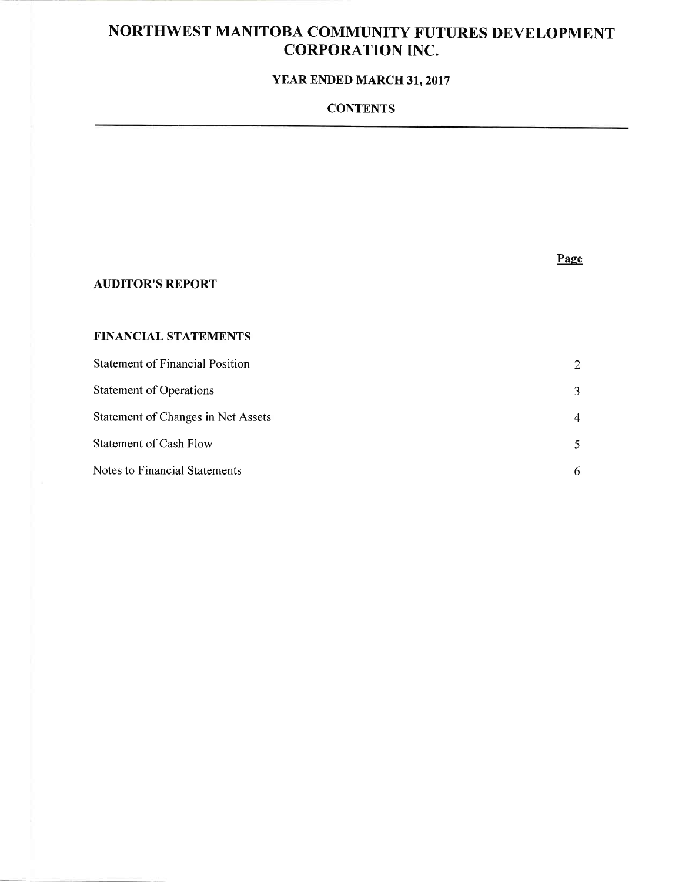# NORTHWEST MANITOBA COMMUNITY FUTURES DEVELOPMENT CORPORATION INC.

## YEAR ENDED MARCH 31, 2017

### CONTENTS

| | Page |
|---|---|
| **AUDITOR'S REPORT** | |
| | |
| **FINANCIAL STATEMENTS** | |
| Statement of Financial Position | 2 |
| Statement of Operations | 3 |
| Statement of Changes in Net Assets | 4 |
| Statement of Cash Flow | 5 |
| Notes to Financial Statements | 6 |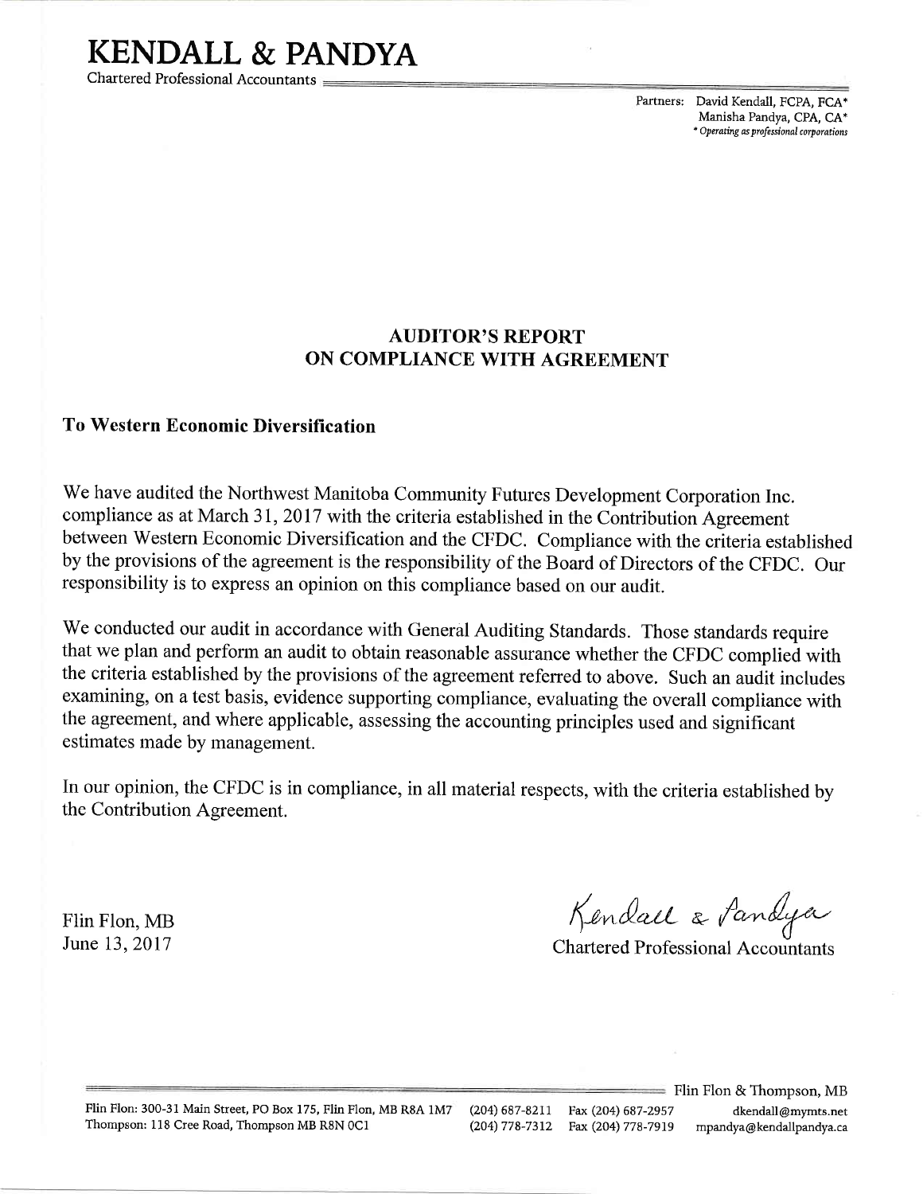# KENDALL & PANDYA

Chartered Professional Accountants

Partners: David Kendall, FCPA, FCA*
Manisha Pandya, CPA, CA*
*\* Operating as professional corporations*

## AUDITOR'S REPORT ON COMPLIANCE WITH AGREEMENT

**To Western Economic Diversification**

We have audited the Northwest Manitoba Community Futures Development Corporation Inc. compliance as at March 31, 2017 with the criteria established in the Contribution Agreement between Western Economic Diversification and the CFDC. Compliance with the criteria established by the provisions of the agreement is the responsibility of the Board of Directors of the CFDC. Our responsibility is to express an opinion on this compliance based on our audit.

We conducted our audit in accordance with General Auditing Standards. Those standards require that we plan and perform an audit to obtain reasonable assurance whether the CFDC complied with the criteria established by the provisions of the agreement referred to above. Such an audit includes examining, on a test basis, evidence supporting compliance, evaluating the overall compliance with the agreement, and where applicable, assessing the accounting principles used and significant estimates made by management.

In our opinion, the CFDC is in compliance, in all material respects, with the criteria established by the Contribution Agreement.

Flin Flon, MB
June 13, 2017

Kendall & Pandya
Chartered Professional Accountants

Flin Flon & Thompson, MB

Flin Flon: 300-31 Main Street, PO Box 175, Flin Flon, MB R8A 1M7 (204) 687-8211 Fax (204) 687-2957 dkendall@mymts.net
Thompson: 118 Cree Road, Thompson MB R8N 0C1 (204) 778-7312 Fax (204) 778-7919 mpandya@kendallpandya.ca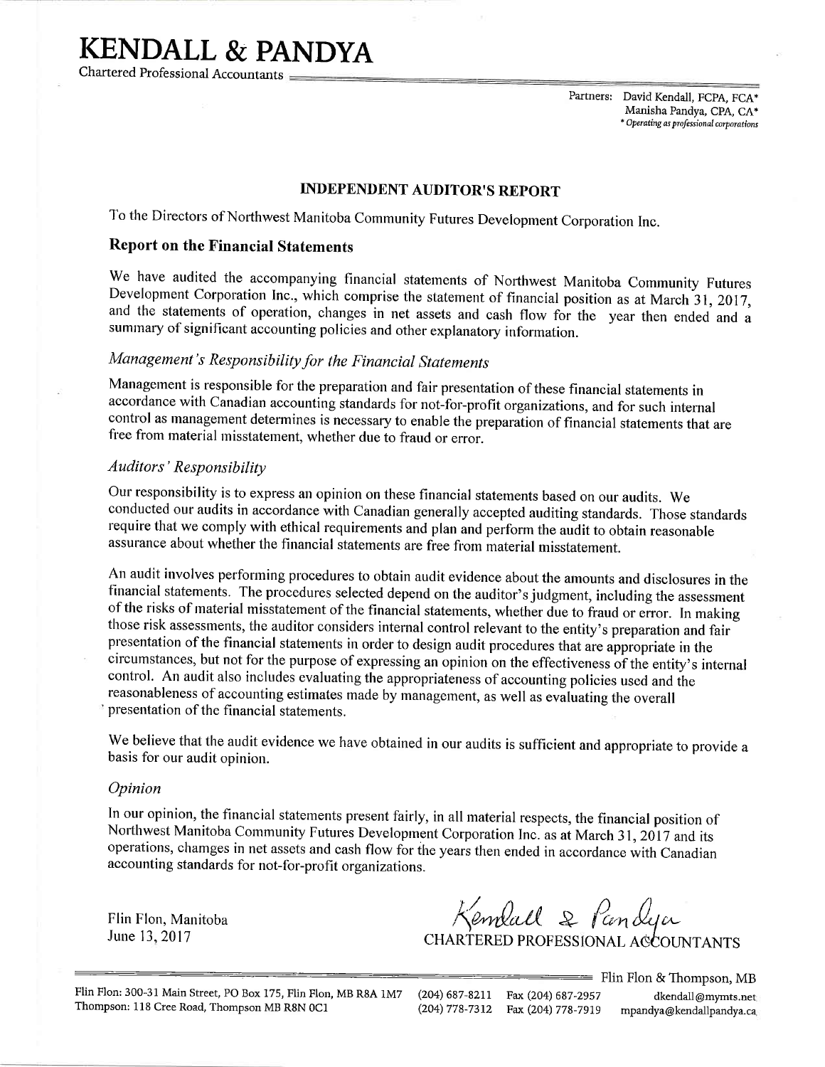# KENDALL & PANDYA

Chartered Professional Accountants

Partners: David Kendall, FCPA, FCA*
Manisha Pandya, CPA, CA*
* *Operating as professional corporations*

## INDEPENDENT AUDITOR'S REPORT

To the Directors of Northwest Manitoba Community Futures Development Corporation Inc.

### Report on the Financial Statements

We have audited the accompanying financial statements of Northwest Manitoba Community Futures Development Corporation Inc., which comprise the statement of financial position as at March 31, 2017, and the statements of operation, changes in net assets and cash flow for the year then ended and a summary of significant accounting policies and other explanatory information.

#### *Management's Responsibility for the Financial Statements*

Management is responsible for the preparation and fair presentation of these financial statements in accordance with Canadian accounting standards for not-for-profit organizations, and for such internal control as management determines is necessary to enable the preparation of financial statements that are free from material misstatement, whether due to fraud or error.

#### *Auditors' Responsibility*

Our responsibility is to express an opinion on these financial statements based on our audits. We conducted our audits in accordance with Canadian generally accepted auditing standards. Those standards require that we comply with ethical requirements and plan and perform the audit to obtain reasonable assurance about whether the financial statements are free from material misstatement.

An audit involves performing procedures to obtain audit evidence about the amounts and disclosures in the financial statements. The procedures selected depend on the auditor's judgment, including the assessment of the risks of material misstatement of the financial statements, whether due to fraud or error. In making those risk assessments, the auditor considers internal control relevant to the entity's preparation and fair presentation of the financial statements in order to design audit procedures that are appropriate in the circumstances, but not for the purpose of expressing an opinion on the effectiveness of the entity's internal control. An audit also includes evaluating the appropriateness of accounting policies used and the reasonableness of accounting estimates made by management, as well as evaluating the overall presentation of the financial statements.

We believe that the audit evidence we have obtained in our audits is sufficient and appropriate to provide a basis for our audit opinion.

#### *Opinion*

In our opinion, the financial statements present fairly, in all material respects, the financial position of Northwest Manitoba Community Futures Development Corporation Inc. as at March 31, 2017 and its operations, chamges in net assets and cash flow for the years then ended in accordance with Canadian accounting standards for not-for-profit organizations.

Flin Flon, Manitoba
June 13, 2017

Kendall & Pandya
CHARTERED PROFESSIONAL ACCOUNTANTS

Flin Flon & Thompson, MB

Flin Flon: 300-31 Main Street, PO Box 175, Flin Flon, MB R8A 1M7 (204) 687-8211 Fax (204) 687-2957 dkendall@mymts.net
Thompson: 118 Cree Road, Thompson MB R8N 0C1 (204) 778-7312 Fax (204) 778-7919 mpandya@kendallpandya.ca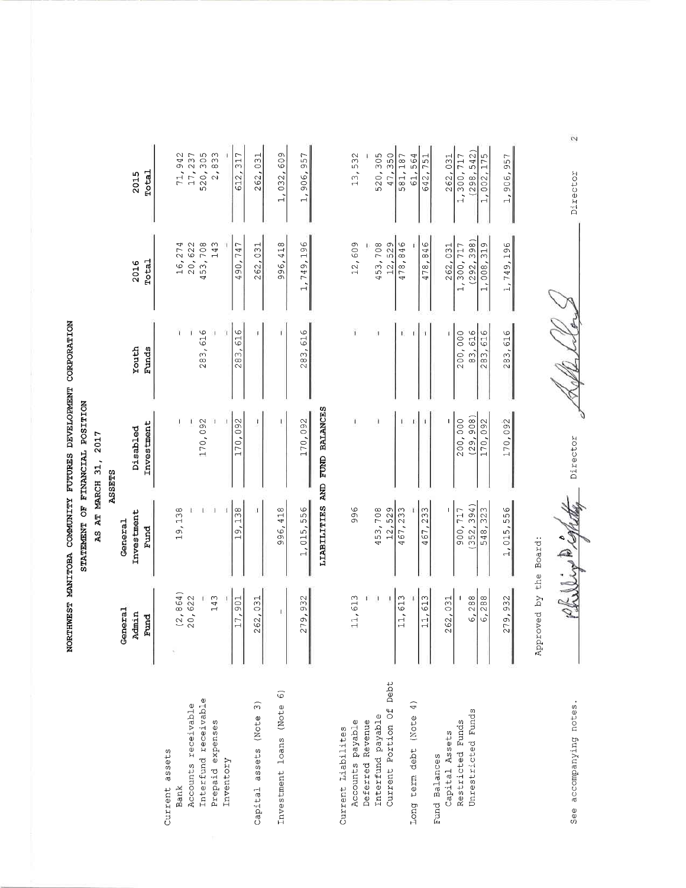# NORTHWEST MANITOBA COMMUNITY FUTURES DEVELOPMENT CORPORATION

## STATEMENT OF FINANCIAL POSITION

### AS AT MARCH 31, 2017

**ASSETS**

| | General Admin Fund | General Investment Fund | Disabled Investment | Youth Funds | 2016 Total | 2015 Total |
|---|---|---|---|---|---|---|
| Current assets | | | | | | |
| Bank | (2,864) | 19,138 | - | - | 16,274 | 71,942 |
| Accounts receivable | 20,622 | - | - | - | 20,622 | 17,237 |
| Interfund receivable | - | - | 170,092 | 283,616 | 453,708 | 520,305 |
| Prepaid expenses | 143 | - | - | - | 143 | 2,833 |
| Inventory | - | - | - | - | - | - |
| | 17,901 | 19,138 | 170,092 | 283,616 | 490,747 | 612,317 |
| Capital assets (Note 3) | 262,031 | - | - | - | 262,031 | 262,031 |
| Investment loans (Note 6) | - | 996,418 | - | - | 996,418 | 1,032,609 |
| | 279,932 | 1,015,556 | 170,092 | 283,616 | 1,749,196 | 1,906,957 |

**LIABILITIES AND FUND BALANCES**

| | General Admin Fund | General Investment Fund | Disabled Investment | Youth Funds | 2016 Total | 2015 Total |
|---|---|---|---|---|---|---|
| Current Liabilites | | | | | | |
| Accounts payable | 11,613 | 996 | - | - | 12,609 | 13,532 |
| Deferred Revenue | - | | | | - | - |
| Interfund payable | - | 453,708 | - | - | 453,708 | 520,305 |
| Current Portion Of Debt | | 12,529 | | | 12,529 | 47,350 |
| | 11,613 | 467,233 | - | - | 478,846 | 581,187 |
| Long term debt (Note 4) | - | - | - | - | - | 61,564 |
| | 11,613 | 467,233 | - | - | 478,846 | 642,751 |
| Fund Balances | | | | | | |
| Capital Assets | 262,031 | - | - | - | 262,031 | 262,031 |
| Restricted Funds | - | 900,717 | 200,000 | 200,000 | 1,300,717 | 1,300,717 |
| Unrestricted Funds | 6,288 | (352,394) | (29,908) | 83,616 | (292,398) | (298,542) |
| | 6,288 | 548,323 | 170,092 | 283,616 | 1,008,319 | 1,002,175 |
| | 279,932 | 1,015,556 | 170,092 | 283,616 | 1,749,196 | 1,906,957 |

Approved by the Board:

_______________ Director _______________ Director

See accompanying notes.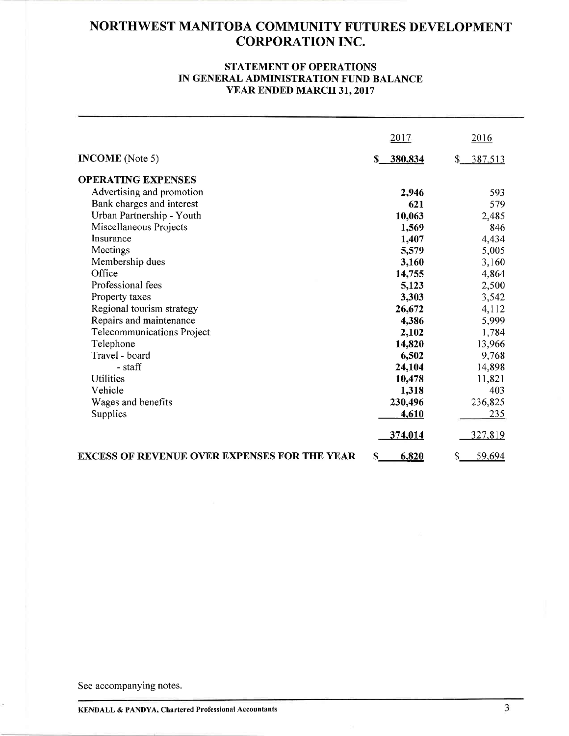# NORTHWEST MANITOBA COMMUNITY FUTURES DEVELOPMENT CORPORATION INC.

## STATEMENT OF OPERATIONS IN GENERAL ADMINISTRATION FUND BALANCE YEAR ENDED MARCH 31, 2017

| | 2017 | 2016 |
|---|---|---|
| **INCOME** (Note 5) | **$ 380,834** | $ 387,513 |
| **OPERATING EXPENSES** | | |
| Advertising and promotion | **2,946** | 593 |
| Bank charges and interest | **621** | 579 |
| Urban Partnership - Youth | **10,063** | 2,485 |
| Miscellaneous Projects | **1,569** | 846 |
| Insurance | **1,407** | 4,434 |
| Meetings | **5,579** | 5,005 |
| Membership dues | **3,160** | 3,160 |
| Office | **14,755** | 4,864 |
| Professional fees | **5,123** | 2,500 |
| Property taxes | **3,303** | 3,542 |
| Regional tourism strategy | **26,672** | 4,112 |
| Repairs and maintenance | **4,386** | 5,999 |
| Telecommunications Project | **2,102** | 1,784 |
| Telephone | **14,820** | 13,966 |
| Travel - board | **6,502** | 9,768 |
| - staff | **24,104** | 14,898 |
| Utilities | **10,478** | 11,821 |
| Vehicle | **1,318** | 403 |
| Wages and benefits | **230,496** | 236,825 |
| Supplies | **4,610** | 235 |
| | **374,014** | 327,819 |
| **EXCESS OF REVENUE OVER EXPENSES FOR THE YEAR** | **$ 6,820** | $ 59,694 |

See accompanying notes.

KENDALL & PANDYA, Chartered Professional Accountants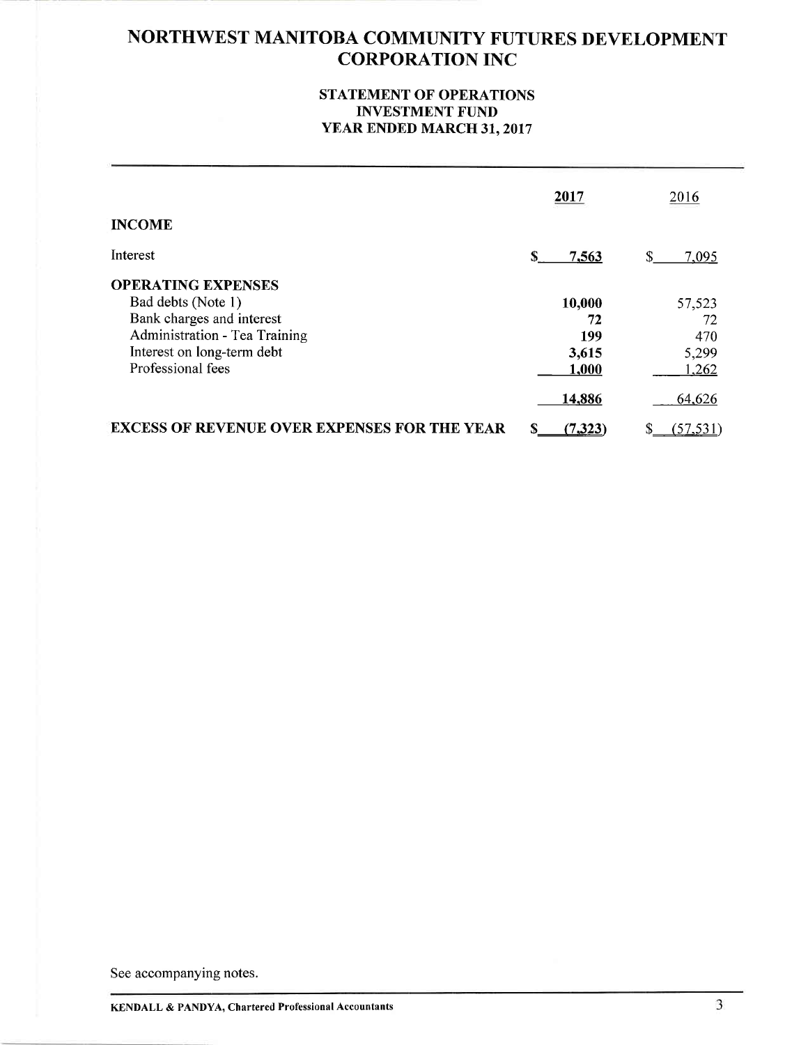# NORTHWEST MANITOBA COMMUNITY FUTURES DEVELOPMENT CORPORATION INC

## STATEMENT OF OPERATIONS
## INVESTMENT FUND
## YEAR ENDED MARCH 31, 2017

| | 2017 | 2016 |
|---|---|---|
| **INCOME** | | |
| Interest | $ 7,563 | $ 7,095 |
| **OPERATING EXPENSES** | | |
| Bad debts (Note 1) | 10,000 | 57,523 |
| Bank charges and interest | 72 | 72 |
| Administration - Tea Training | 199 | 470 |
| Interest on long-term debt | 3,615 | 5,299 |
| Professional fees | 1,000 | 1,262 |
| | 14,886 | 64,626 |
| **EXCESS OF REVENUE OVER EXPENSES FOR THE YEAR** | $ (7,323) | $ (57,531) |

See accompanying notes.

KENDALL & PANDYA, Chartered Professional Accountants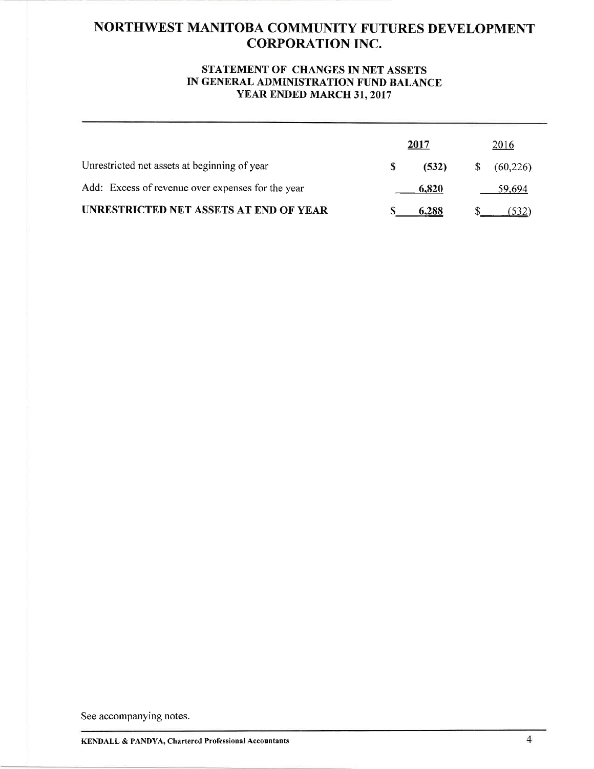# NORTHWEST MANITOBA COMMUNITY FUTURES DEVELOPMENT CORPORATION INC.

## STATEMENT OF CHANGES IN NET ASSETS IN GENERAL ADMINISTRATION FUND BALANCE YEAR ENDED MARCH 31, 2017

| | 2017 | 2016 |
|---|---|---|
| Unrestricted net assets at beginning of year | $ (532) | $ (60,226) |
| Add: Excess of revenue over expenses for the year | 6,820 | 59,694 |
| **UNRESTRICTED NET ASSETS AT END OF YEAR** | **$ 6,288** | $ (532) |

See accompanying notes.

**KENDALL & PANDYA, Chartered Professional Accountants**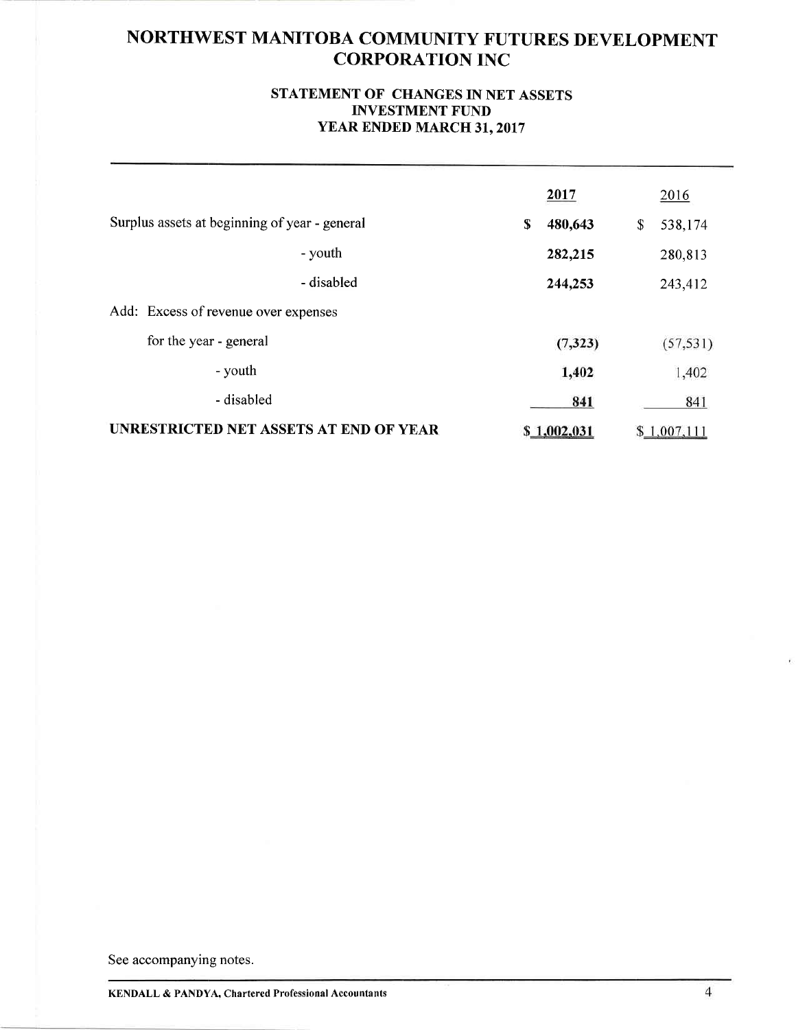# NORTHWEST MANITOBA COMMUNITY FUTURES DEVELOPMENT CORPORATION INC

## STATEMENT OF CHANGES IN NET ASSETS
## INVESTMENT FUND
## YEAR ENDED MARCH 31, 2017

| | 2017 | 2016 |
|---|---|---|
| Surplus assets at beginning of year - general | $ 480,643 | $ 538,174 |
| - youth | 282,215 | 280,813 |
| - disabled | 244,253 | 243,412 |
| Add: Excess of revenue over expenses | | |
| for the year - general | (7,323) | (57,531) |
| - youth | 1,402 | 1,402 |
| - disabled | 841 | 841 |
| **UNRESTRICTED NET ASSETS AT END OF YEAR** | $ 1,002,031 | $ 1,007,111 |

See accompanying notes.

KENDALL & PANDYA, Chartered Professional Accountants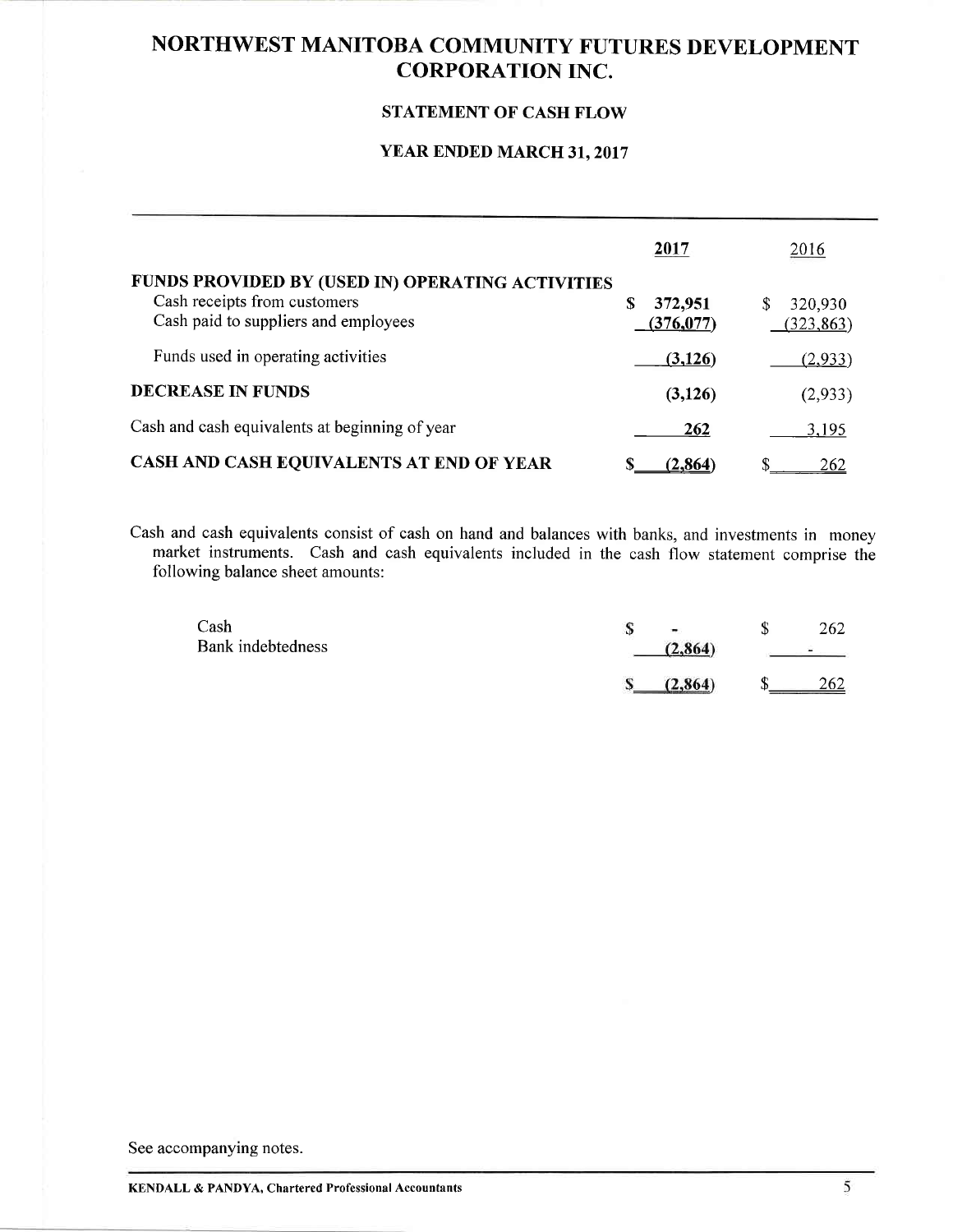# NORTHWEST MANITOBA COMMUNITY FUTURES DEVELOPMENT CORPORATION INC.

## STATEMENT OF CASH FLOW

## YEAR ENDED MARCH 31, 2017

| | 2017 | 2016 |
|---|---|---|
| **FUNDS PROVIDED BY (USED IN) OPERATING ACTIVITIES** | | |
| Cash receipts from customers | $ 372,951 | $ 320,930 |
| Cash paid to suppliers and employees | (376,077) | (323,863) |
| Funds used in operating activities | (3,126) | (2,933) |
| **DECREASE IN FUNDS** | (3,126) | (2,933) |
| Cash and cash equivalents at beginning of year | 262 | 3,195 |
| **CASH AND CASH EQUIVALENTS AT END OF YEAR** | $ (2,864) | $ 262 |

Cash and cash equivalents consist of cash on hand and balances with banks, and investments in money market instruments. Cash and cash equivalents included in the cash flow statement comprise the following balance sheet amounts:

| | 2017 | 2016 |
|---|---|---|
| Cash | $ - | $ 262 |
| Bank indebtedness | (2,864) | - |
| | $ (2,864) | $ 262 |

See accompanying notes.

KENDALL & PANDYA, Chartered Professional Accountants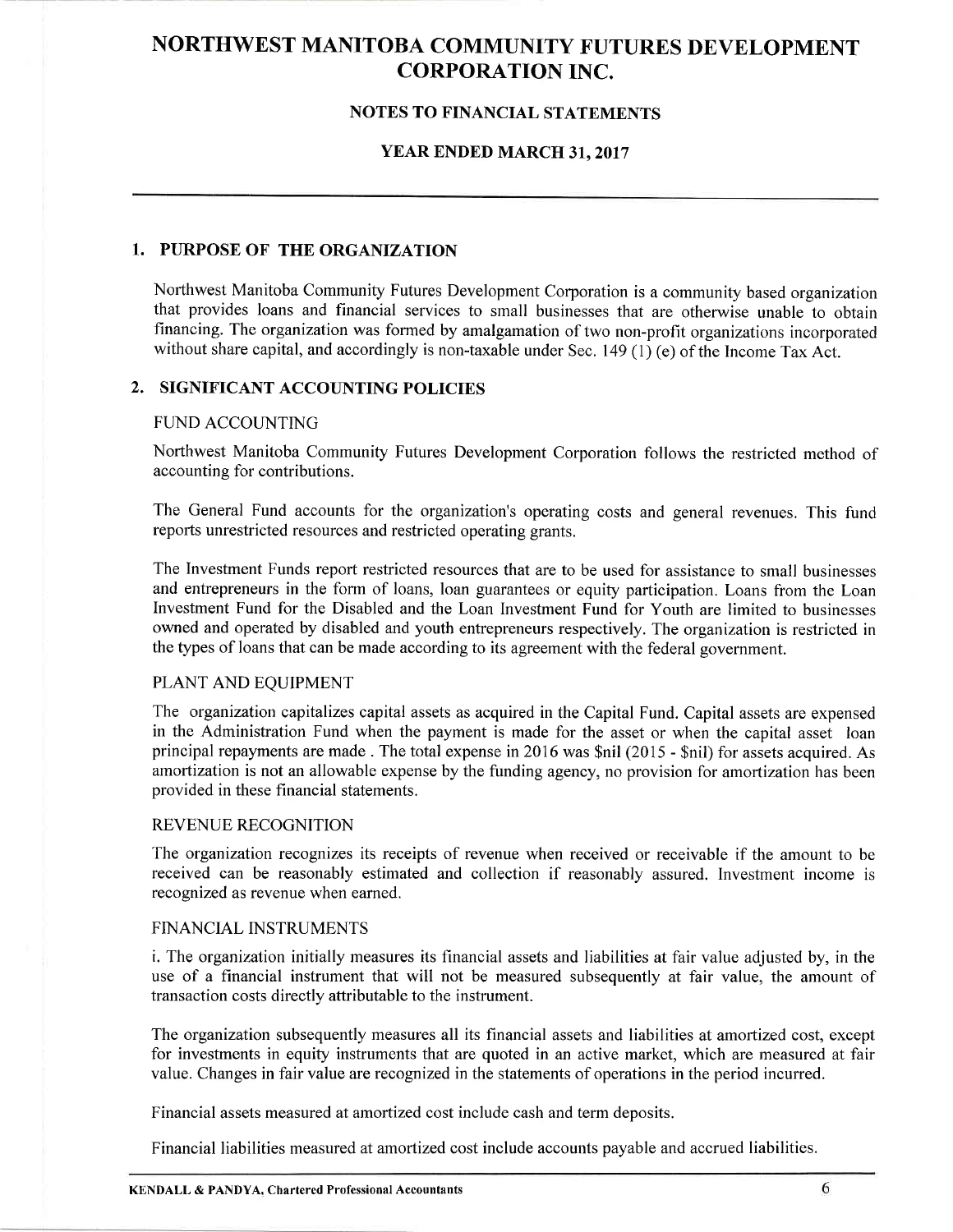# NORTHWEST MANITOBA COMMUNITY FUTURES DEVELOPMENT CORPORATION INC.

## NOTES TO FINANCIAL STATEMENTS

## YEAR ENDED MARCH 31, 2017

### 1. PURPOSE OF THE ORGANIZATION

Northwest Manitoba Community Futures Development Corporation is a community based organization that provides loans and financial services to small businesses that are otherwise unable to obtain financing. The organization was formed by amalgamation of two non-profit organizations incorporated without share capital, and accordingly is non-taxable under Sec. 149 (1) (e) of the Income Tax Act.

### 2. SIGNIFICANT ACCOUNTING POLICIES

FUND ACCOUNTING

Northwest Manitoba Community Futures Development Corporation follows the restricted method of accounting for contributions.

The General Fund accounts for the organization's operating costs and general revenues. This fund reports unrestricted resources and restricted operating grants.

The Investment Funds report restricted resources that are to be used for assistance to small businesses and entrepreneurs in the form of loans, loan guarantees or equity participation. Loans from the Loan Investment Fund for the Disabled and the Loan Investment Fund for Youth are limited to businesses owned and operated by disabled and youth entrepreneurs respectively. The organization is restricted in the types of loans that can be made according to its agreement with the federal government.

PLANT AND EQUIPMENT

The organization capitalizes capital assets as acquired in the Capital Fund. Capital assets are expensed in the Administration Fund when the payment is made for the asset or when the capital asset loan principal repayments are made . The total expense in 2016 was $nil (2015 - $nil) for assets acquired. As amortization is not an allowable expense by the funding agency, no provision for amortization has been provided in these financial statements.

REVENUE RECOGNITION

The organization recognizes its receipts of revenue when received or receivable if the amount to be received can be reasonably estimated and collection if reasonably assured. Investment income is recognized as revenue when earned.

FINANCIAL INSTRUMENTS

i. The organization initially measures its financial assets and liabilities at fair value adjusted by, in the use of a financial instrument that will not be measured subsequently at fair value, the amount of transaction costs directly attributable to the instrument.

The organization subsequently measures all its financial assets and liabilities at amortized cost, except for investments in equity instruments that are quoted in an active market, which are measured at fair value. Changes in fair value are recognized in the statements of operations in the period incurred.

Financial assets measured at amortized cost include cash and term deposits.

Financial liabilities measured at amortized cost include accounts payable and accrued liabilities.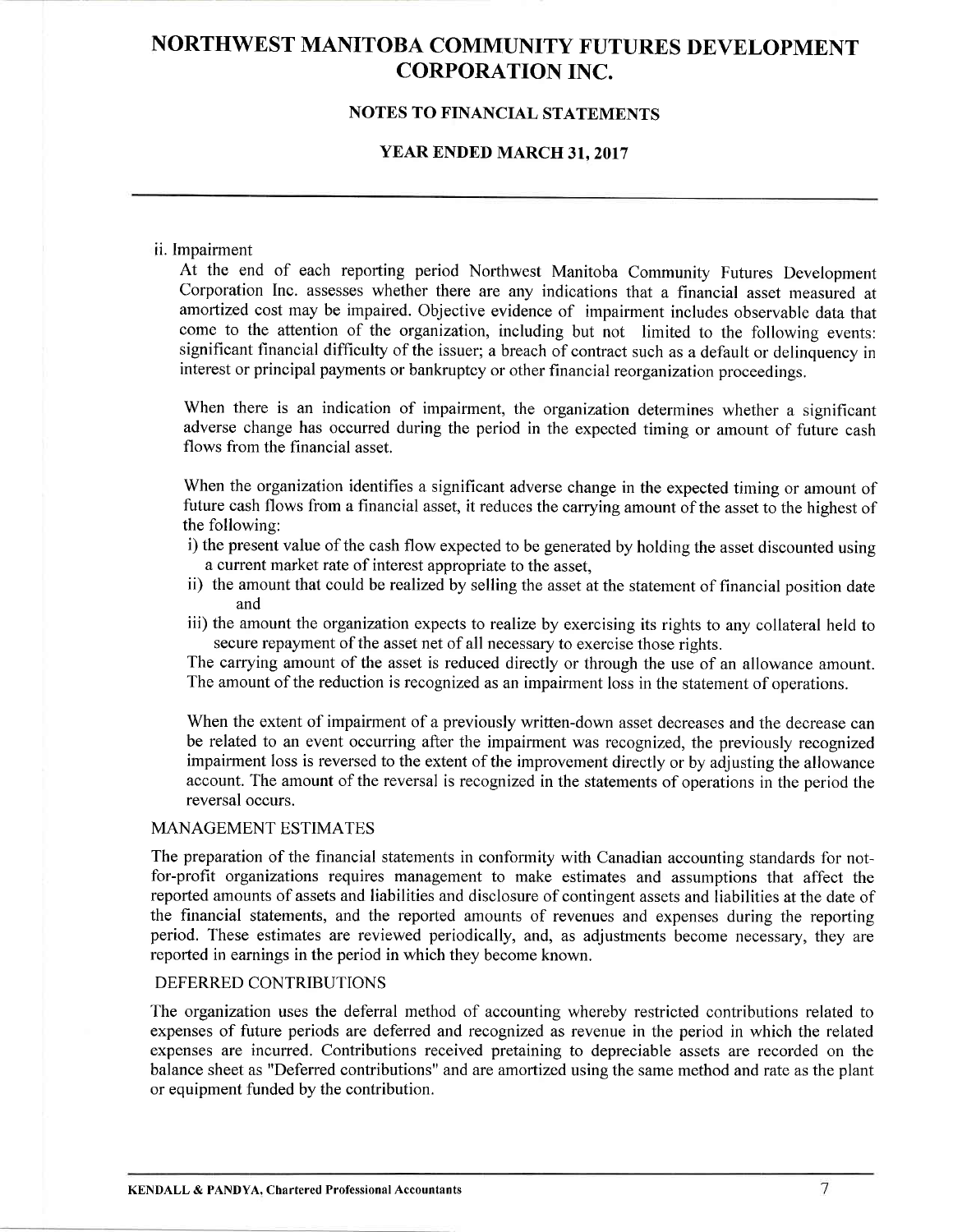ii. Impairment

At the end of each reporting period Northwest Manitoba Community Futures Development Corporation Inc. assesses whether there are any indications that a financial asset measured at amortized cost may be impaired. Objective evidence of impairment includes observable data that come to the attention of the organization, including but not limited to the following events: significant financial difficulty of the issuer; a breach of contract such as a default or delinquency in interest or principal payments or bankruptcy or other financial reorganization proceedings.

When there is an indication of impairment, the organization determines whether a significant adverse change has occurred during the period in the expected timing or amount of future cash flows from the financial asset.

When the organization identifies a significant adverse change in the expected timing or amount of future cash flows from a financial asset, it reduces the carrying amount of the asset to the highest of the following:

i) the present value of the cash flow expected to be generated by holding the asset discounted using a current market rate of interest appropriate to the asset,

ii) the amount that could be realized by selling the asset at the statement of financial position date and

iii) the amount the organization expects to realize by exercising its rights to any collateral held to secure repayment of the asset net of all necessary to exercise those rights.

The carrying amount of the asset is reduced directly or through the use of an allowance amount. The amount of the reduction is recognized as an impairment loss in the statement of operations.

When the extent of impairment of a previously written-down asset decreases and the decrease can be related to an event occurring after the impairment was recognized, the previously recognized impairment loss is reversed to the extent of the improvement directly or by adjusting the allowance account. The amount of the reversal is recognized in the statements of operations in the period the reversal occurs.

MANAGEMENT ESTIMATES

The preparation of the financial statements in conformity with Canadian accounting standards for not-for-profit organizations requires management to make estimates and assumptions that affect the reported amounts of assets and liabilities and disclosure of contingent assets and liabilities at the date of the financial statements, and the reported amounts of revenues and expenses during the reporting period. These estimates are reviewed periodically, and, as adjustments become necessary, they are reported in earnings in the period in which they become known.

DEFERRED CONTRIBUTIONS

The organization uses the deferral method of accounting whereby restricted contributions related to expenses of future periods are deferred and recognized as revenue in the period in which the related expenses are incurred. Contributions received pretaining to depreciable assets are recorded on the balance sheet as "Deferred contributions" and are amortized using the same method and rate as the plant or equipment funded by the contribution.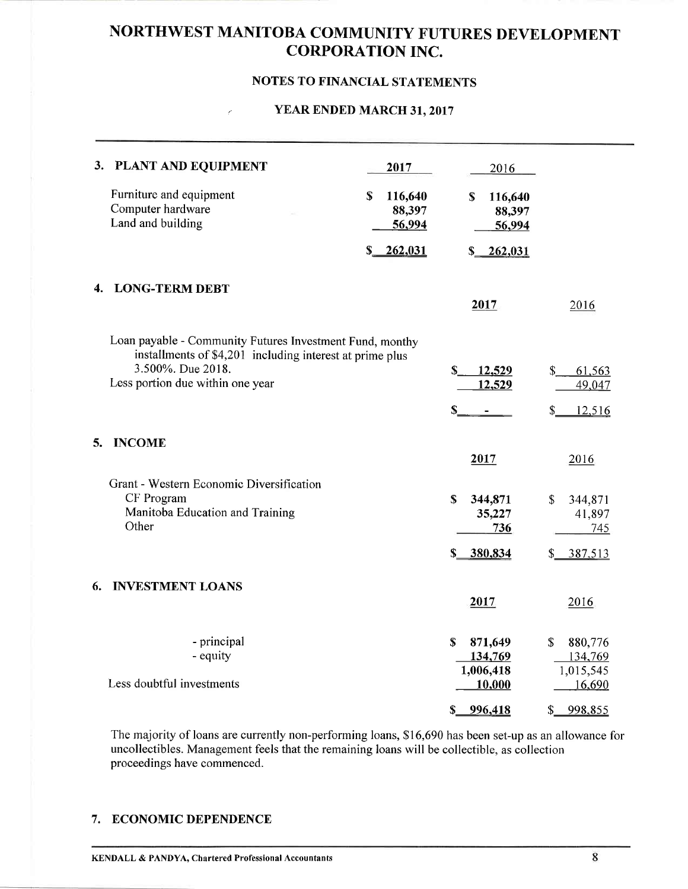# NORTHWEST MANITOBA COMMUNITY FUTURES DEVELOPMENT CORPORATION INC.

## NOTES TO FINANCIAL STATEMENTS

## YEAR ENDED MARCH 31, 2017

### 3. PLANT AND EQUIPMENT

| | 2017 | 2016 |
|---|---|---|
| Furniture and equipment | $ 116,640 | $ 116,640 |
| Computer hardware | 88,397 | 88,397 |
| Land and building | 56,994 | 56,994 |
| | $ 262,031 | $ 262,031 |

### 4. LONG-TERM DEBT

| | 2017 | 2016 |
|---|---|---|
| Loan payable - Community Futures Investment Fund, monthy installments of $4,201 including interest at prime plus 3.500%. Due 2018. | $ 12,529 | $ 61,563 |
| Less portion due within one year | 12,529 | 49,047 |
| | $ - | $ 12,516 |

### 5. INCOME

| | 2017 | 2016 |
|---|---|---|
| Grant - Western Economic Diversification | | |
| CF Program | $ 344,871 | $ 344,871 |
| Manitoba Education and Training | 35,227 | 41,897 |
| Other | 736 | 745 |
| | $ 380,834 | $ 387,513 |

### 6. INVESTMENT LOANS

| | 2017 | 2016 |
|---|---|---|
| - principal | $ 871,649 | $ 880,776 |
| - equity | 134,769 | 134,769 |
| | 1,006,418 | 1,015,545 |
| Less doubtful investments | 10,000 | 16,690 |
| | $ 996,418 | $ 998,855 |

The majority of loans are currently non-performing loans, $16,690 has been set-up as an allowance for uncollectibles. Management feels that the remaining loans will be collectible, as collection proceedings have commenced.

### 7. ECONOMIC DEPENDENCE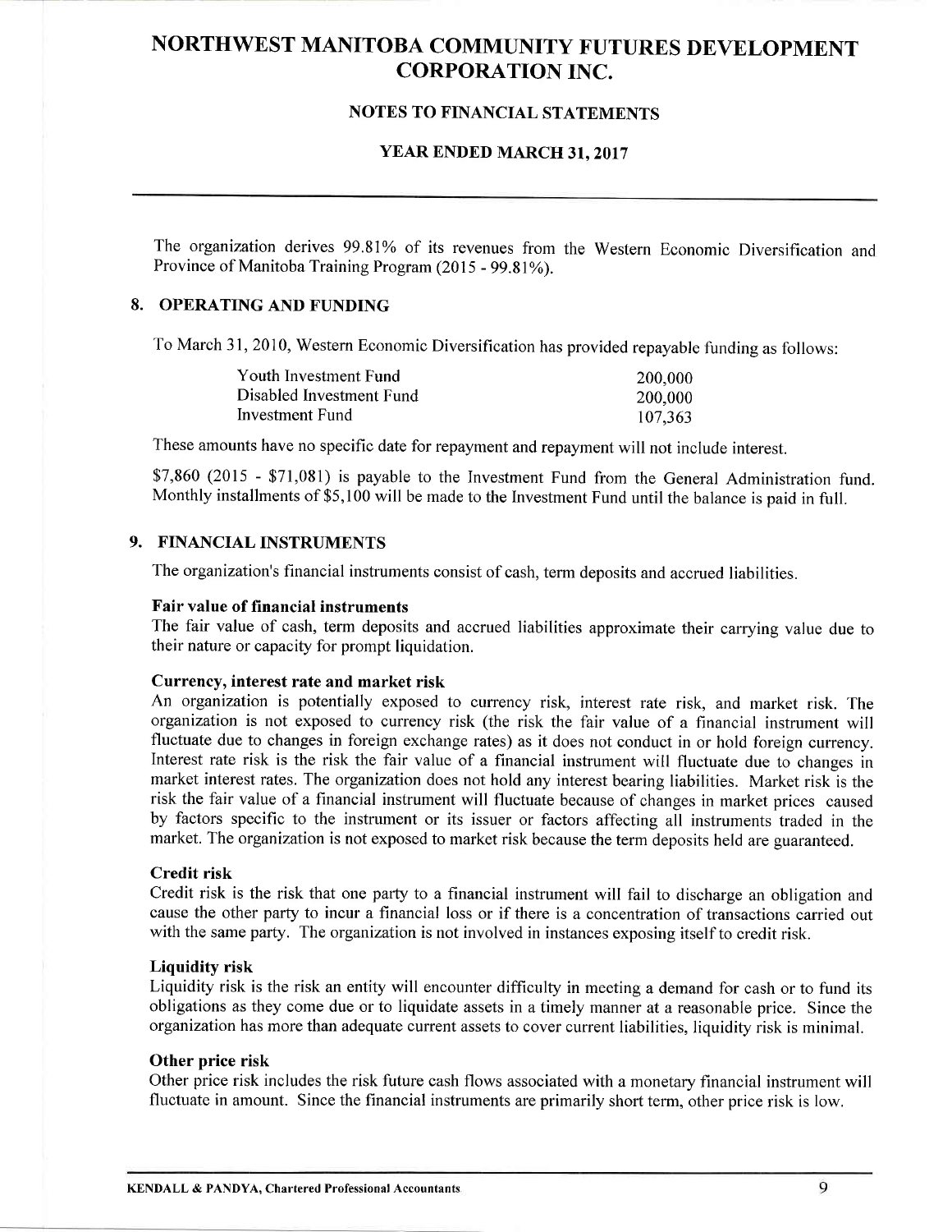The organization derives 99.81% of its revenues from the Western Economic Diversification and Province of Manitoba Training Program (2015 - 99.81%).

## 8. OPERATING AND FUNDING

To March 31, 2010, Western Economic Diversification has provided repayable funding as follows:

| | |
|---|---|
| Youth Investment Fund | 200,000 |
| Disabled Investment Fund | 200,000 |
| Investment Fund | 107,363 |

These amounts have no specific date for repayment and repayment will not include interest.

$7,860 (2015 - $71,081) is payable to the Investment Fund from the General Administration fund. Monthly installments of $5,100 will be made to the Investment Fund until the balance is paid in full.

## 9. FINANCIAL INSTRUMENTS

The organization's financial instruments consist of cash, term deposits and accrued liabilities.

**Fair value of financial instruments**

The fair value of cash, term deposits and accrued liabilities approximate their carrying value due to their nature or capacity for prompt liquidation.

**Currency, interest rate and market risk**

An organization is potentially exposed to currency risk, interest rate risk, and market risk. The organization is not exposed to currency risk (the risk the fair value of a financial instrument will fluctuate due to changes in foreign exchange rates) as it does not conduct in or hold foreign currency. Interest rate risk is the risk the fair value of a financial instrument will fluctuate due to changes in market interest rates. The organization does not hold any interest bearing liabilities. Market risk is the risk the fair value of a financial instrument will fluctuate because of changes in market prices caused by factors specific to the instrument or its issuer or factors affecting all instruments traded in the market. The organization is not exposed to market risk because the term deposits held are guaranteed.

**Credit risk**

Credit risk is the risk that one party to a financial instrument will fail to discharge an obligation and cause the other party to incur a financial loss or if there is a concentration of transactions carried out with the same party. The organization is not involved in instances exposing itself to credit risk.

**Liquidity risk**

Liquidity risk is the risk an entity will encounter difficulty in meeting a demand for cash or to fund its obligations as they come due or to liquidate assets in a timely manner at a reasonable price. Since the organization has more than adequate current assets to cover current liabilities, liquidity risk is minimal.

**Other price risk**

Other price risk includes the risk future cash flows associated with a monetary financial instrument will fluctuate in amount. Since the financial instruments are primarily short term, other price risk is low.